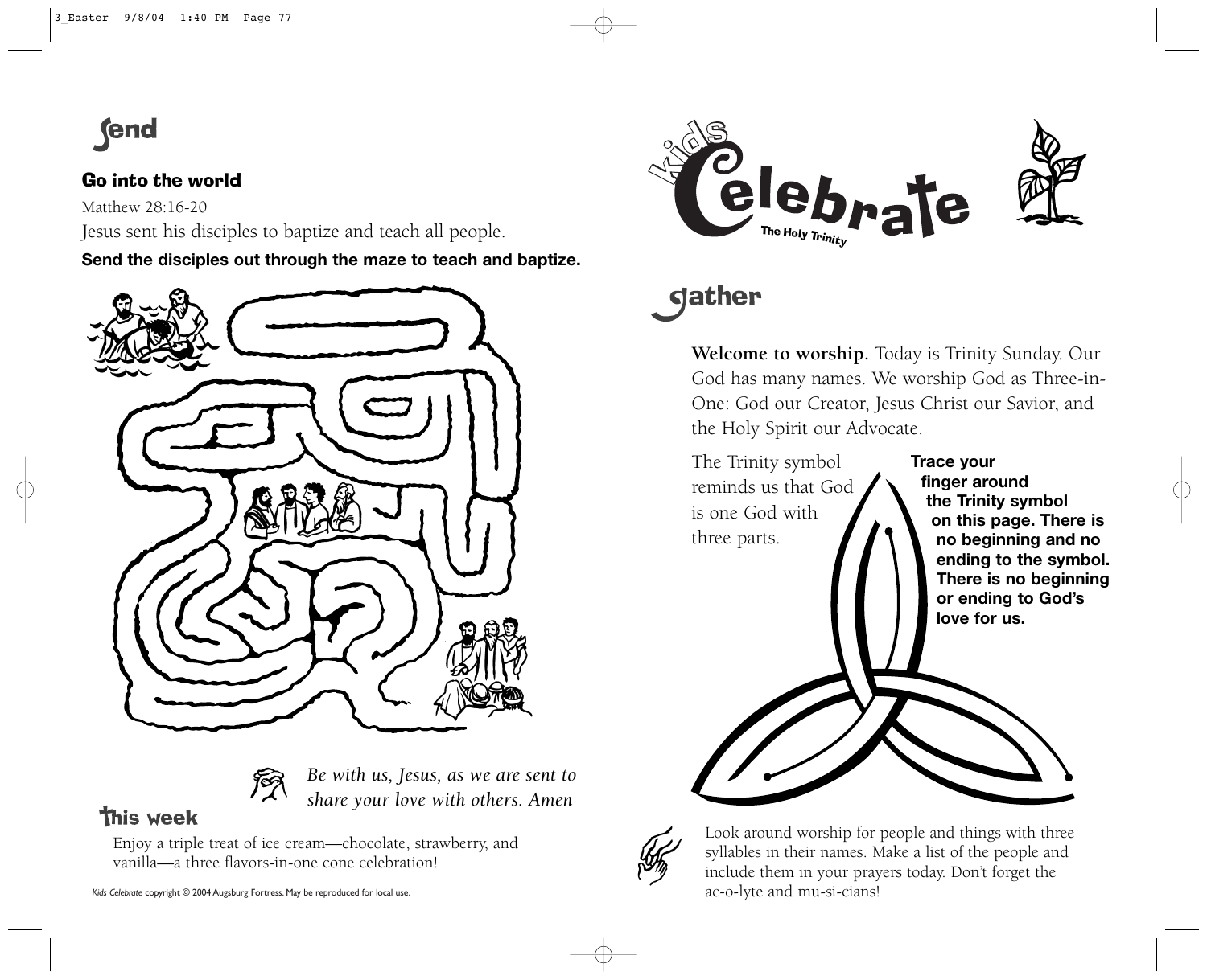## Send

### Go into the world

Matthew 28:16-20

Jesus sent his disciples to baptize and teach all people.

**Send the disciples out through the maze to teach and baptize.**

*Be with us, Jesus, as we are sent to share your love with others. Amen*

## This week

Enjoy a triple treat of ice cream—chocolate, strawberry, and vanilla—a three flavors-in-one cone celebration!

*Kids Celebrate* copyright © 2004 Augsburg Fortress. May be reproduced for local use.

# Kids Celebrate

The Holy Trinity

## Gather

**Welcome to worship.** Today is Trinity Sunday. Our God has many names. We worship God as Three-in-One: God our Creator, Jesus Christ our Savior, and the Holy Spirit our Advocate.

The Trinity symbol reminds us that God is one God with three parts.

**Trace your finger around the Trinity symbol on this page. There is no beginning and no ending to the symbol. There is no beginning or ending to God's love for us.**

Look around worship for people and things with three syllables in their names. Make a list of the people and include them in your prayers today. Don't forget the ac-o-lyte and mu-si-cians!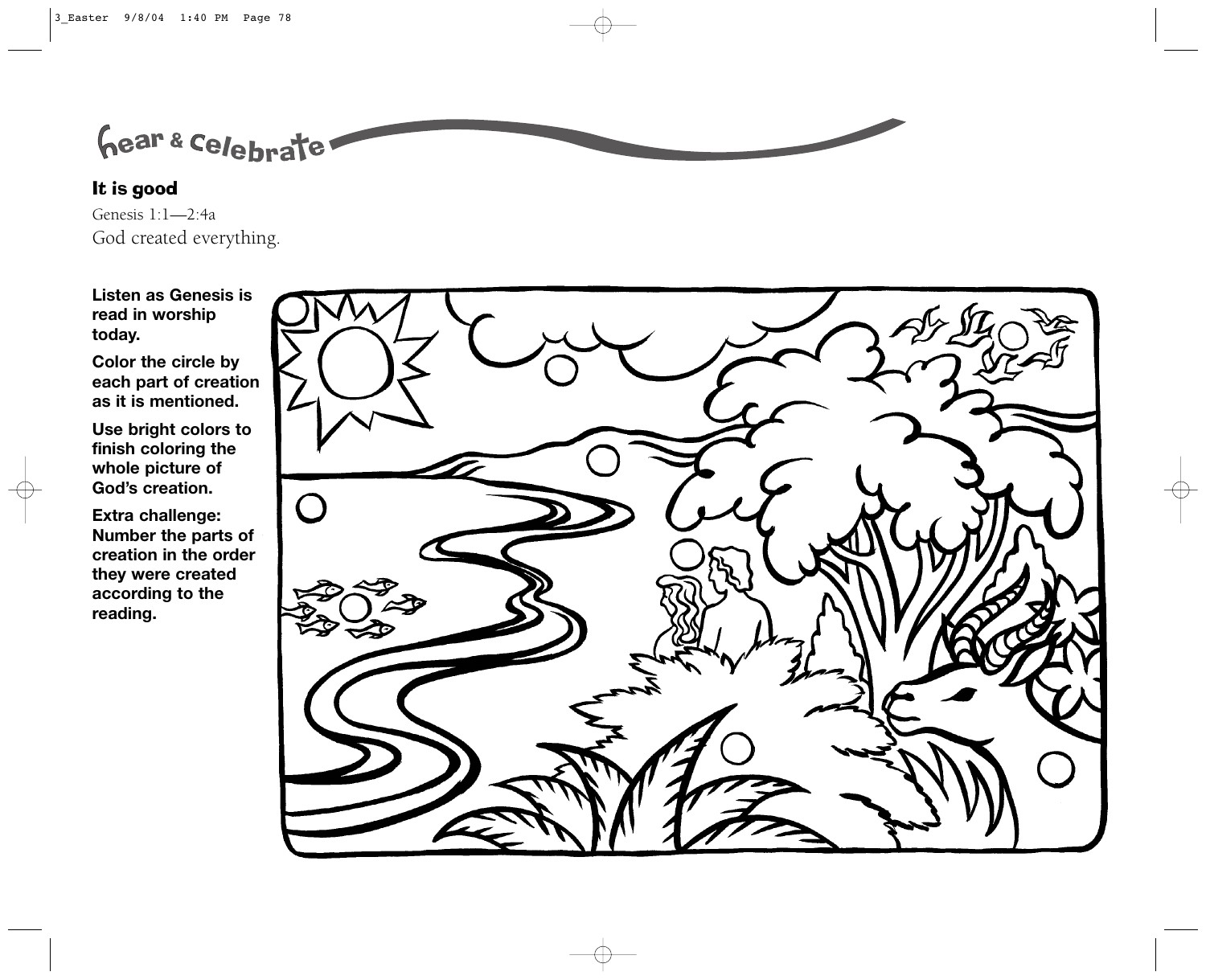## hear & celebrate

### It is good

Genesis 1:1—2:4a

God created everything.

**Listen as Genesis is read in worship today.**

**Color the circle by each part of creation as it is mentioned.**

**Use bright colors to finish coloring the whole picture of God's creation.**

**Extra challenge: Number the parts of creation in the order they were created according to the reading.**